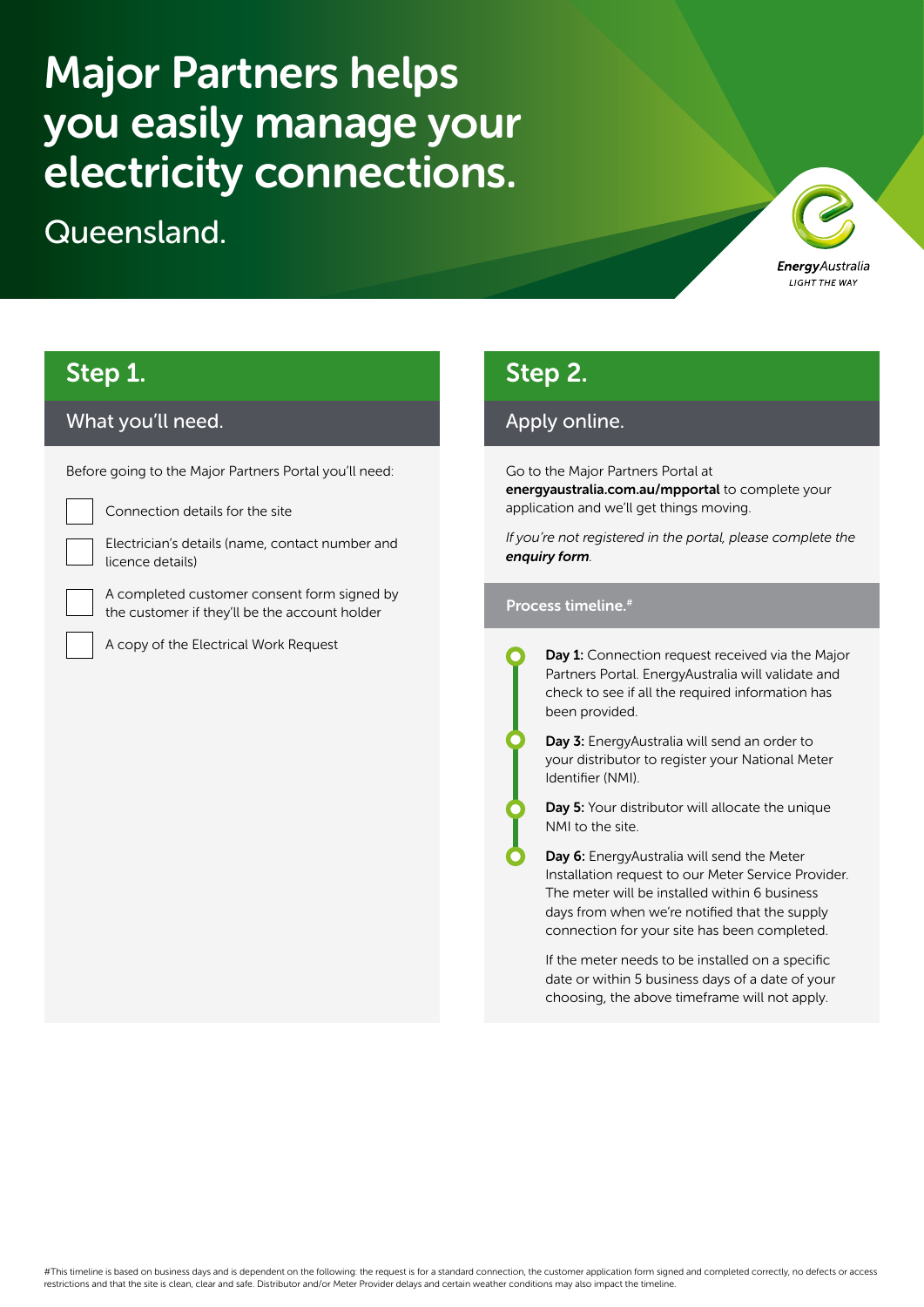# Major Partners helps you easily manage your electricity connections.

Queensland.

EnergyAustralia
LIGHT THE WAY

## Step 1.

### What you'll need.

Before going to the Major Partners Portal you'll need:

- [ ] Connection details for the site
- [ ] Electrician's details (name, contact number and licence details)
- [ ] A completed customer consent form signed by the customer if they'll be the account holder
- [ ] A copy of the Electrical Work Request

## Step 2.

### Apply online.

Go to the Major Partners Portal at **energyaustralia.com.au/mpportal** to complete your application and we'll get things moving.

*If you're not registered in the portal, please complete the **enquiry form**.*

### Process timeline.#

- **Day 1:** Connection request received via the Major Partners Portal. EnergyAustralia will validate and check to see if all the required information has been provided.
- **Day 3:** EnergyAustralia will send an order to your distributor to register your National Meter Identifier (NMI).
- **Day 5:** Your distributor will allocate the unique NMI to the site.
- **Day 6:** EnergyAustralia will send the Meter Installation request to our Meter Service Provider. The meter will be installed within 6 business days from when we're notified that the supply connection for your site has been completed.

  If the meter needs to be installed on a specific date or within 5 business days of a date of your choosing, the above timeframe will not apply.

#This timeline is based on business days and is dependent on the following: the request is for a standard connection, the customer application form signed and completed correctly, no defects or access restrictions and that the site is clean, clear and safe. Distributor and/or Meter Provider delays and certain weather conditions may also impact the timeline.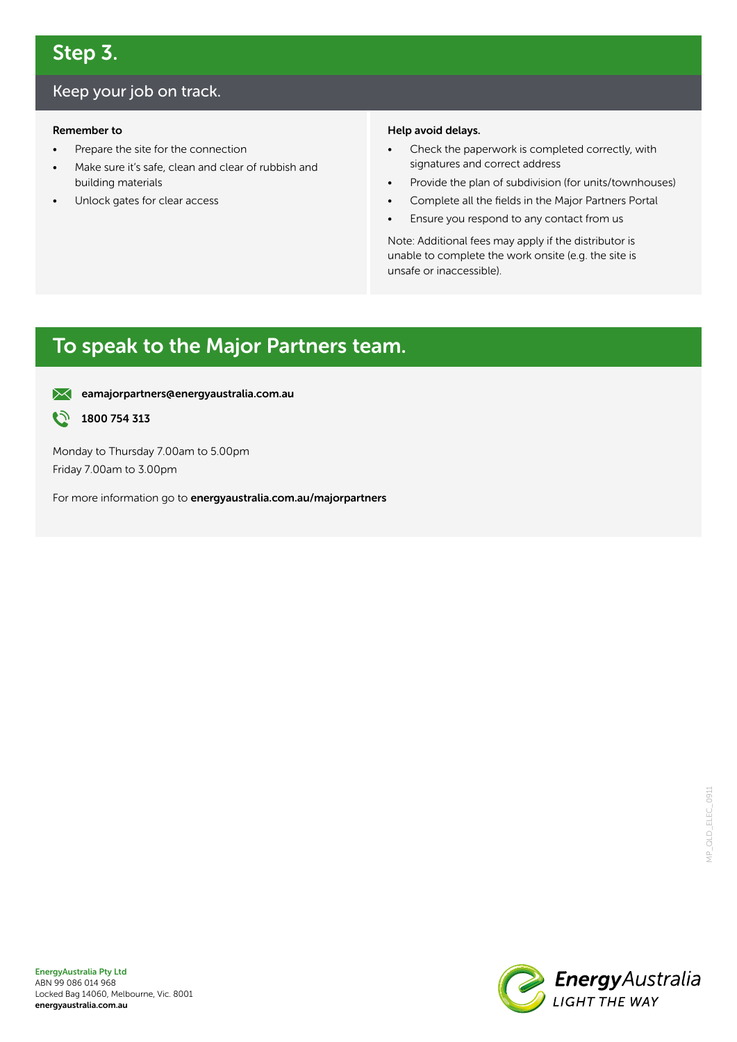## Step 3.

### Keep your job on track.

**Remember to**

- Prepare the site for the connection
- Make sure it's safe, clean and clear of rubbish and building materials
- Unlock gates for clear access

**Help avoid delays.**

- Check the paperwork is completed correctly, with signatures and correct address
- Provide the plan of subdivision (for units/townhouses)
- Complete all the fields in the Major Partners Portal
- Ensure you respond to any contact from us

Note: Additional fees may apply if the distributor is unable to complete the work onsite (e.g. the site is unsafe or inaccessible).

## To speak to the Major Partners team.

**eamajorpartners@energyaustralia.com.au**

**1800 754 313**

Monday to Thursday 7.00am to 5.00pm
Friday 7.00am to 3.00pm

For more information go to **energyaustralia.com.au/majorpartners**

MP_QLD_ELEC_0911

**EnergyAustralia Pty Ltd**
ABN 99 086 014 968
Locked Bag 14060, Melbourne, Vic. 8001
**energyaustralia.com.au**

EnergyAustralia
LIGHT THE WAY